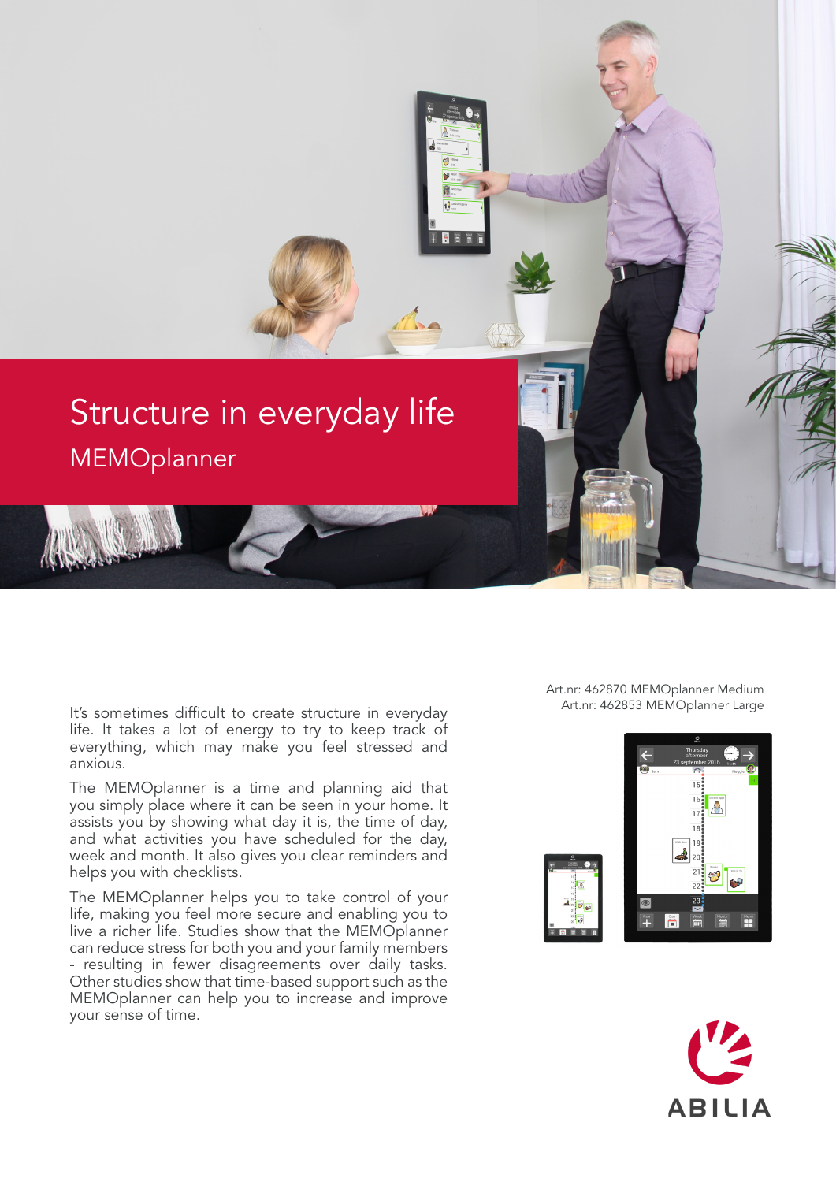# Structure in everyday life

## MEMOplanner

It's sometimes difficult to create structure in everyday life. It takes a lot of energy to try to keep track of everything, which may make you feel stressed and anxious.

The MEMOplanner is a time and planning aid that you simply place where it can be seen in your home. It assists you by showing what day it is, the time of day, and what activities you have scheduled for the day, week and month. It also gives you clear reminders and helps you with checklists.

The MEMOplanner helps you to take control of your life, making you feel more secure and enabling you to live a richer life. Studies show that the MEMOplanner can reduce stress for both you and your family members - resulting in fewer disagreements over daily tasks. Other studies show that time-based support such as the MEMOplanner can help you to increase and improve your sense of time.

Art.nr: 462870 MEMOplanner Medium
Art.nr: 462853 MEMOplanner Large

ABILIA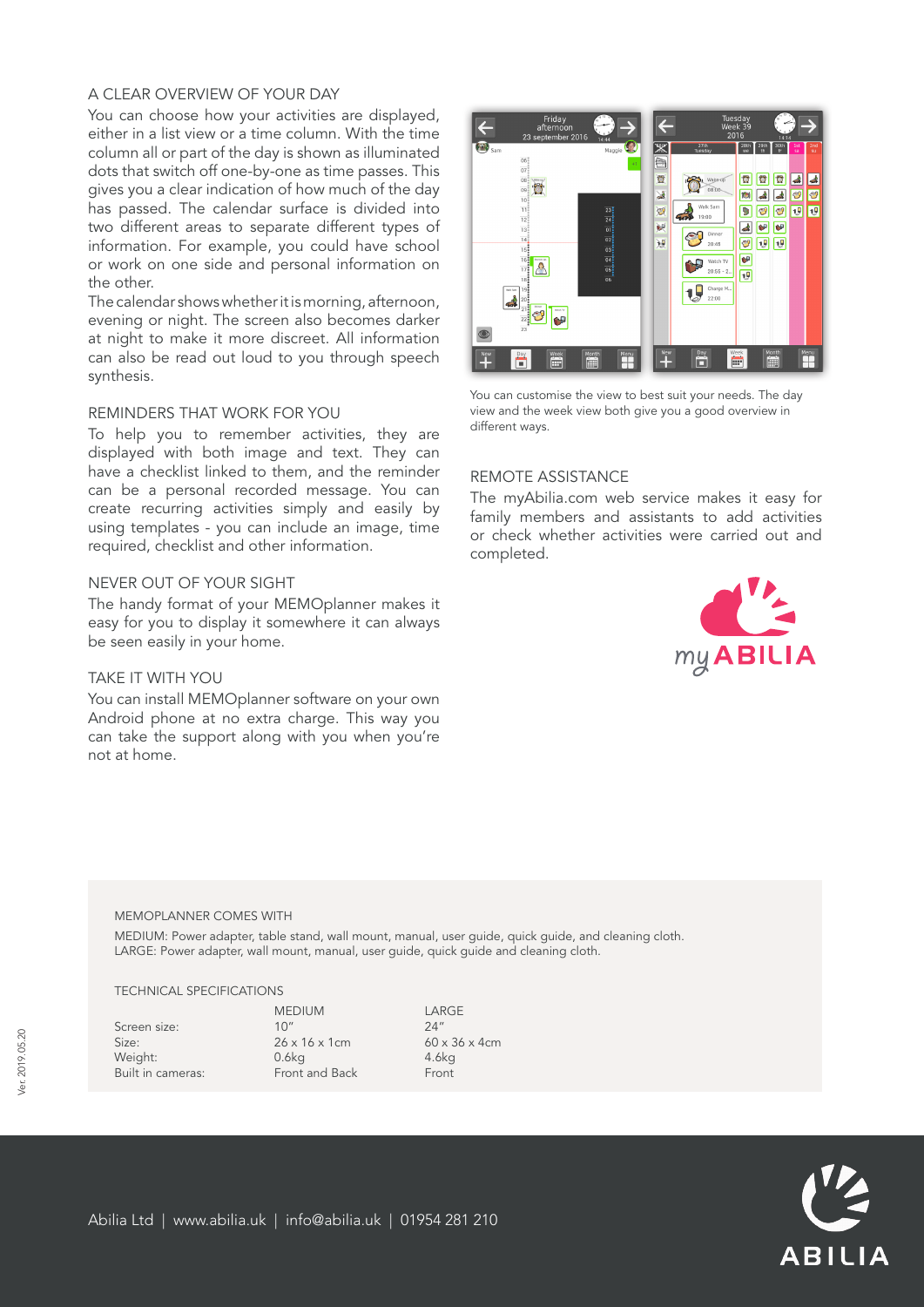## A CLEAR OVERVIEW OF YOUR DAY

You can choose how your activities are displayed, either in a list view or a time column. With the time column all or part of the day is shown as illuminated dots that switch off one-by-one as time passes. This gives you a clear indication of how much of the day has passed. The calendar surface is divided into two different areas to separate different types of information. For example, you could have school or work on one side and personal information on the other.

The calendar shows whether it is morning, afternoon, evening or night. The screen also becomes darker at night to make it more discreet. All information can also be read out loud to you through speech synthesis.

## REMINDERS THAT WORK FOR YOU

To help you to remember activities, they are displayed with both image and text. They can have a checklist linked to them, and the reminder can be a personal recorded message. You can create recurring activities simply and easily by using templates - you can include an image, time required, checklist and other information.

## NEVER OUT OF YOUR SIGHT

The handy format of your MEMOplanner makes it easy for you to display it somewhere it can always be seen easily in your home.

## TAKE IT WITH YOU

You can install MEMOplanner software on your own Android phone at no extra charge. This way you can take the support along with you when you're not at home.

You can customise the view to best suit your needs. The day view and the week view both give you a good overview in different ways.

## REMOTE ASSISTANCE

The myAbilia.com web service makes it easy for family members and assistants to add activities or check whether activities were carried out and completed.

### MEMOPLANNER COMES WITH

MEDIUM: Power adapter, table stand, wall mount, manual, user guide, quick guide, and cleaning cloth.
LARGE: Power adapter, wall mount, manual, user guide, quick guide and cleaning cloth.

### TECHNICAL SPECIFICATIONS

| | MEDIUM | LARGE |
|---|---|---|
| Screen size: | 10" | 24" |
| Size: | 26 x 16 x 1cm | 60 x 36 x 4cm |
| Weight: | 0.6kg | 4.6kg |
| Built in cameras: | Front and Back | Front |

Ver. 2019.05.20

Abilia Ltd | www.abilia.uk | info@abilia.uk | 01954 281 210